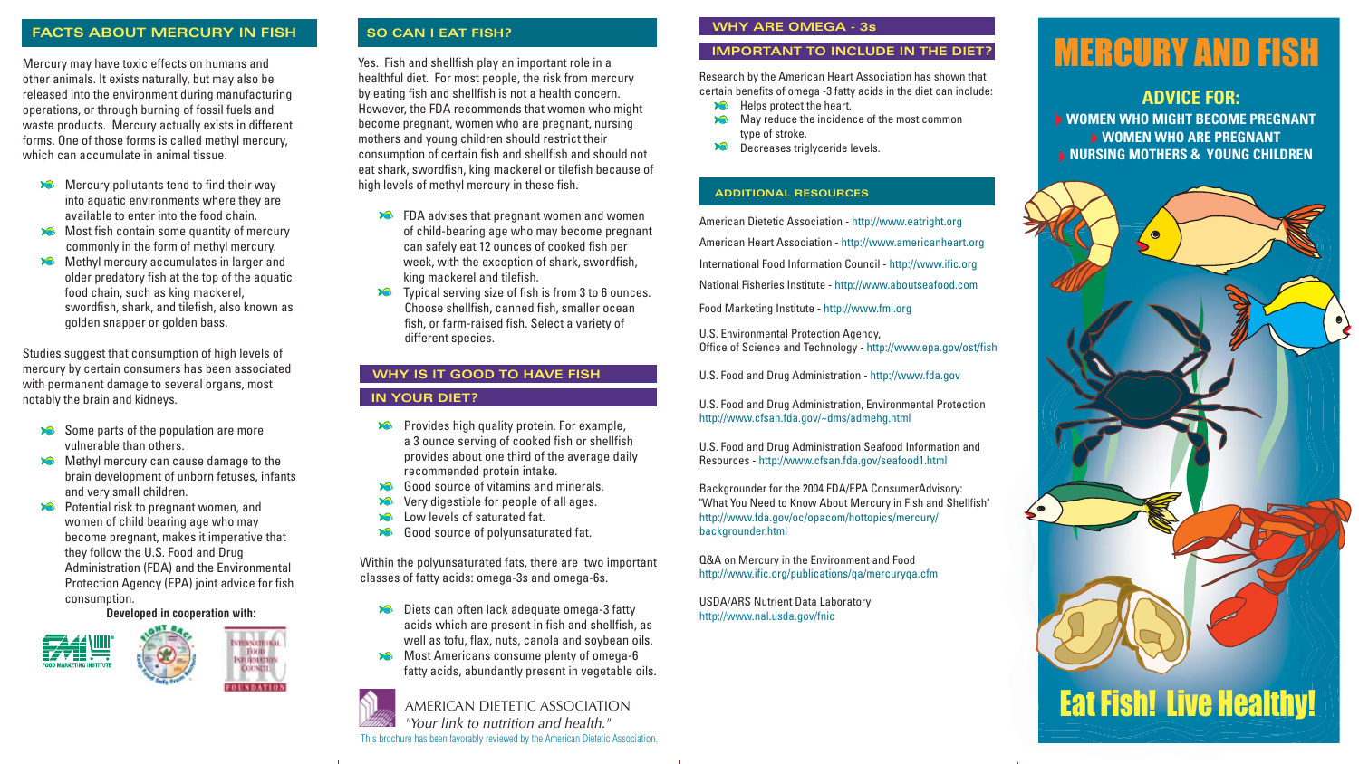## FACTS ABOUT MERCURY IN FISH

Mercury may have toxic effects on humans and other animals. It exists naturally, but may also be released into the environment during manufacturing operations, or through burning of fossil fuels and waste products. Mercury actually exists in different forms. One of those forms is called methyl mercury, which can accumulate in animal tissue.

- Mercury pollutants tend to find their way into aquatic environments where they are available to enter into the food chain.
- Most fish contain some quantity of mercury commonly in the form of methyl mercury.
- Methyl mercury accumulates in larger and older predatory fish at the top of the aquatic food chain, such as king mackerel, swordfish, shark, and tilefish, also known as golden snapper or golden bass.

Studies suggest that consumption of high levels of mercury by certain consumers has been associated with permanent damage to several organs, most notably the brain and kidneys.

- Some parts of the population are more vulnerable than others.
- Methyl mercury can cause damage to the brain development of unborn fetuses, infants and very small children.
- Potential risk to pregnant women, and women of child bearing age who may become pregnant, makes it imperative that they follow the U.S. Food and Drug Administration (FDA) and the Environmental Protection Agency (EPA) joint advice for fish consumption.

**Developed in cooperation with:**

## SO CAN I EAT FISH?

Yes. Fish and shellfish play an important role in a healthful diet. For most people, the risk from mercury by eating fish and shellfish is not a health concern. However, the FDA recommends that women who might become pregnant, women who are pregnant, nursing mothers and young children should restrict their consumption of certain fish and shellfish and should not eat shark, swordfish, king mackerel or tilefish because of high levels of methyl mercury in these fish.

- FDA advises that pregnant women and women of child-bearing age who may become pregnant can safely eat 12 ounces of cooked fish per week, with the exception of shark, swordfish, king mackerel and tilefish.
- Typical serving size of fish is from 3 to 6 ounces. Choose shellfish, canned fish, smaller ocean fish, or farm-raised fish. Select a variety of different species.

## WHY IS IT GOOD TO HAVE FISH IN YOUR DIET?

- Provides high quality protein. For example, a 3 ounce serving of cooked fish or shellfish provides about one third of the average daily recommended protein intake.
- Good source of vitamins and minerals.
- Very digestible for people of all ages.
- Low levels of saturated fat.
- Good source of polyunsaturated fat.

Within the polyunsaturated fats, there are two important classes of fatty acids: omega-3s and omega-6s.

- Diets can often lack adequate omega-3 fatty acids which are present in fish and shellfish, as well as tofu, flax, nuts, canola and soybean oils.
- Most Americans consume plenty of omega-6 fatty acids, abundantly present in vegetable oils.

AMERICAN DIETETIC ASSOCIATION
*"Your link to nutrition and health."*

This brochure has been favorably reviewed by the American Dietetic Association.

## WHY ARE OMEGA - 3s IMPORTANT TO INCLUDE IN THE DIET?

Research by the American Heart Association has shown that certain benefits of omega -3 fatty acids in the diet can include:

- Helps protect the heart.
- May reduce the incidence of the most common type of stroke.
- Decreases triglyceride levels.

## ADDITIONAL RESOURCES

American Dietetic Association - http://www.eatright.org

American Heart Association - http://www.americanheart.org

International Food Information Council - http://www.ific.org

National Fisheries Institute - http://www.aboutseafood.com

Food Marketing Institute - http://www.fmi.org

U.S. Environmental Protection Agency, Office of Science and Technology - http://www.epa.gov/ost/fish

U.S. Food and Drug Administration - http://www.fda.gov

U.S. Food and Drug Administration, Environmental Protection http://www.cfsan.fda.gov/~dms/admehg.html

U.S. Food and Drug Administration Seafood Information and Resources - http://www.cfsan.fda.gov/seafood1.html

Backgrounder for the 2004 FDA/EPA ConsumerAdvisory: "What You Need to Know About Mercury in Fish and Shellfish" http://www.fda.gov/oc/opacom/hottopics/mercury/backgrounder.html

Q&A on Mercury in the Environment and Food http://www.ific.org/publications/qa/mercuryqa.cfm

USDA/ARS Nutrient Data Laboratory http://www.nal.usda.gov/fnic

# MERCURY AND FISH

## ADVICE FOR:

- **WOMEN WHO MIGHT BECOME PREGNANT**
- **WOMEN WHO ARE PREGNANT**
- **NURSING MOTHERS & YOUNG CHILDREN**

**Eat Fish! Live Healthy!**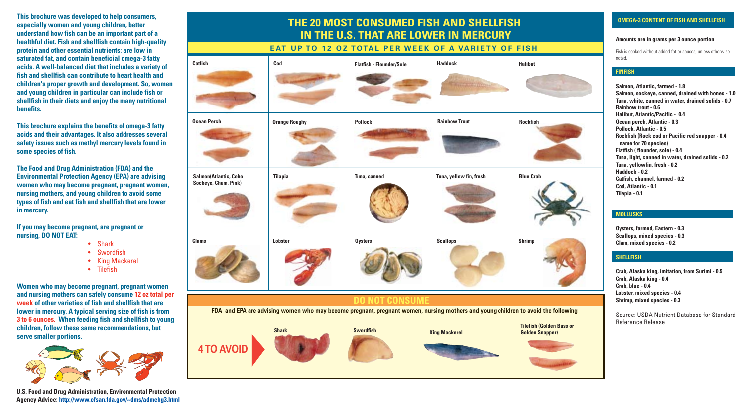This brochure was developed to help consumers, especially women and young children, better understand how fish can be an important part of a healthful diet. Fish and shellfish contain high-quality protein and other essential nutrients: are low in saturated fat, and contain beneficial omega-3 fatty acids. A well-balanced diet that includes a variety of fish and shellfish can contribute to heart health and children's proper growth and development. So, women and young children in particular can include fish or shellfish in their diets and enjoy the many nutritional benefits.

This brochure explains the benefits of omega-3 fatty acids and their advantages. It also addresses several safety issues such as methyl mercury levels found in some species of fish.

The Food and Drug Administration (FDA) and the Environmental Protection Agency (EPA) are advising women who may become pregnant, pregnant women, nursing mothers, and young children to avoid some types of fish and eat fish and shellfish that are lower in mercury.

**If you may become pregnant, are pregnant or nursing, DO NOT EAT:**

- Shark
- Swordfish
- King Mackerel
- Tilefish

Women who may become pregnant, pregnant women and nursing mothers can safely consume **12 oz total per week** of other varieties of fish and shellfish that are lower in mercury. A typical serving size of fish is from **3 to 6 ounces.** When feeding fish and shellfish to young children, follow these same recommendations, but serve smaller portions.

U.S. Food and Drug Administration, Environmental Protection Agency Advice: http://www.cfsan.fda.gov/~dms/admehg3.html

# THE 20 MOST CONSUMED FISH AND SHELLFISH IN THE U.S. THAT ARE LOWER IN MERCURY

## EAT UP TO 12 OZ TOTAL PER WEEK OF A VARIETY OF FISH

| | | | | |
|---|---|---|---|---|
| Catfish | Cod | Flatfish - Flounder/Sole | Haddock | Halibut |
| Ocean Perch | Orange Roughy | Pollock | Rainbow Trout | Rockfish |
| Salmon(Atlantic, Coho Sockeye, Chum. Pink) | Tilapia | Tuna, canned | Tuna, yellow fin, fresh | Blue Crab |
| Clams | Lobster | Oysters | Scallops | Shrimp |

## DO NOT CONSUME

FDA and EPA are advising women who may become pregnant, pregnant women, nursing mothers and young children to avoid the following

**4 TO AVOID**

- Shark
- Swordfish
- King Mackerel
- Tilefish (Golden Bass or Golden Snapper)

## OMEGA-3 CONTENT OF FISH AND SHELLFISH

**Amounts are in grams per 3 ounce portion**

Fish is cooked without added fat or sauces, unless otherwise noted.

### FINFISH

- Salmon, Atlantic, farmed - 1.8
- Salmon, sockeye, canned, drained with bones - 1.0
- Tuna, white, canned in water, drained solids - 0.7
- Rainbow trout - 0.6
- Halibut, Atlantic/Pacific - 0.4
- Ocean perch, Atlantic - 0.3
- Pollock, Atlantic - 0.5
- Rockfish (Rock cod or Pacific red snapper - 0.4 name for 70 species)
- Flatfish ( flounder, sole) - 0.4
- Tuna, light, canned in water, drained solids - 0.2
- Tuna, yellowfin, fresh - 0.2
- Haddock - 0.2
- Catfish, channel, farmed - 0.2
- Cod, Atlantic - 0.1
- Tilapia - 0.1

### MOLLUSKS

- Oysters, farmed, Eastern - 0.3
- Scallops, mixed species - 0.3
- Clam, mixed species - 0.2

### SHELLFISH

- Crab, Alaska king, imitation, from Surimi - 0.5
- Crab, Alaska king - 0.4
- Crab, blue - 0.4
- Lobster, mixed species - 0.4
- Shrimp, mixed species - 0.3

Source: USDA Nutrient Database for Standard Reference Release